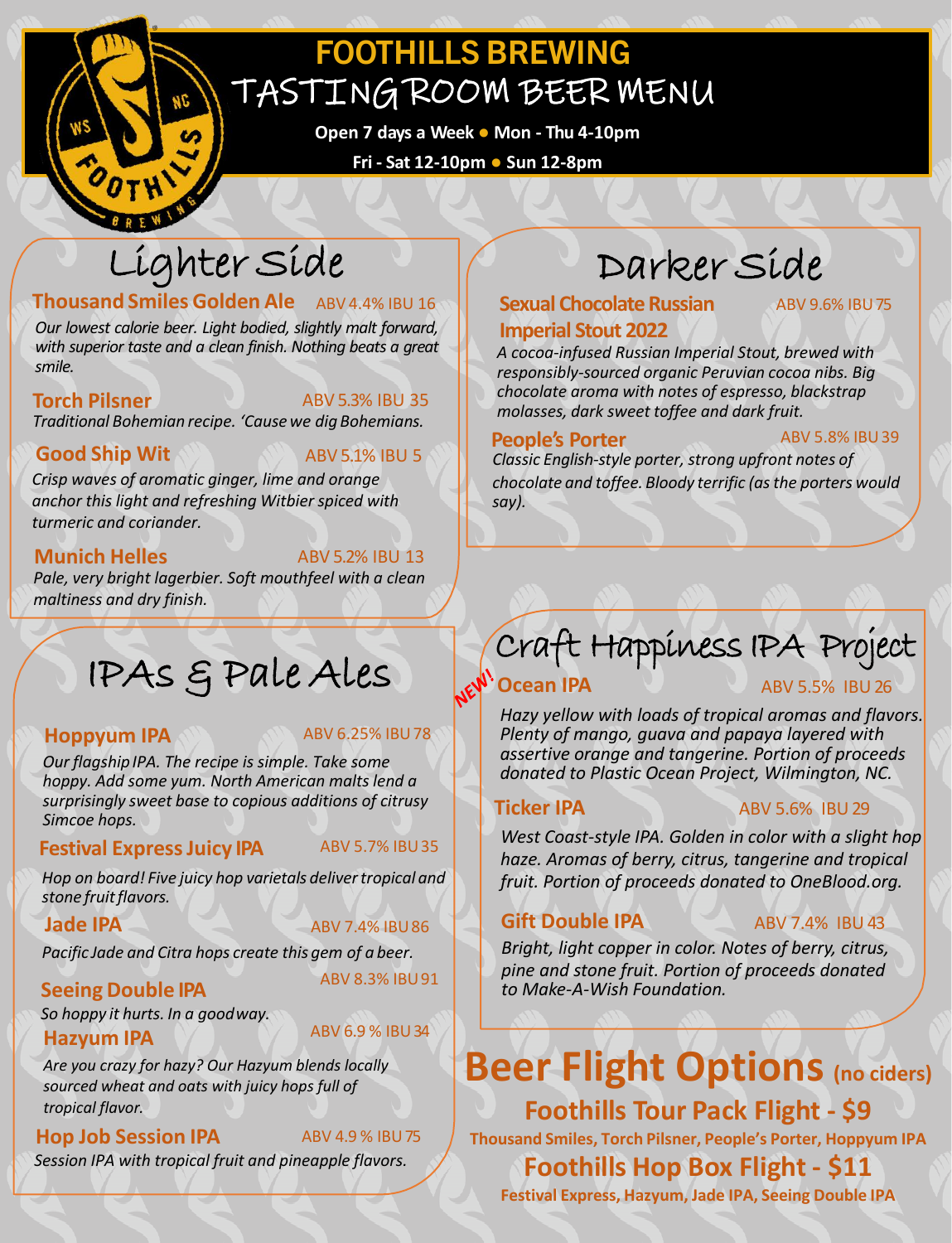# FOOTHILLS BREWING

# TASTING ROOM BEER MENU

**Open 7 days a Week • Mon - Thu 4-10pm**

**Fri - Sat 12-10pm • Sun 12-8pm**

## Lighter Side

**Thousand Smiles Golden Ale** ABV 4.4% IBU 16

*Our lowest calorie beer. Light bodied, slightly malt forward, with superior taste and a clean finish. Nothing beats a great smile.*

**Torch Pilsner** ABV 5.3% IBU 35

*Traditional Bohemian recipe. 'Cause we dig Bohemians.*

**Good Ship Wit** ABV 5.1% IBU 5

*Crisp waves of aromatic ginger, lime and orange anchor this light and refreshing Witbier spiced with turmeric and coriander.*

**Munich Helles** ABV 5.2% IBU 13

*Pale, very bright lagerbier. Soft mouthfeel with a clean maltiness and dry finish.*

## Darker Side

**Sexual Chocolate Russian Imperial Stout 2022** ABV 9.6% IBU 75

*A cocoa-infused Russian Imperial Stout, brewed with responsibly-sourced organic Peruvian cocoa nibs. Big chocolate aroma with notes of espresso, blackstrap molasses, dark sweet toffee and dark fruit.*

**People's Porter** ABV 5.8% IBU 39

*Classic English-style porter, strong upfront notes of chocolate and toffee. Bloody terrific (as the porters would say).*

## IPAs & Pale Ales

**Hoppyum IPA** ABV 6.25% IBU 78

*Our flagship IPA. The recipe is simple. Take some hoppy. Add some yum. North American malts lend a surprisingly sweet base to copious additions of citrusy Simcoe hops.*

**Festival Express Juicy IPA** ABV 5.7% IBU 35

*Hop on board! Five juicy hop varietals deliver tropical and stone fruit flavors.*

**Jade IPA** ABV 7.4% IBU 86

*Pacific Jade and Citra hops create this gem of a beer.*

**Seeing Double IPA** ABV 8.3% IBU 91

*So hoppy it hurts. In a good way.*

**Hazyum IPA** ABV 6.9 % IBU 34

*Are you crazy for hazy? Our Hazyum blends locally sourced wheat and oats with juicy hops full of tropical flavor.*

**Hop Job Session IPA** ABV 4.9 % IBU 75

*Session IPA with tropical fruit and pineapple flavors.*

## Craft Happiness IPA Project

NEW! **Ocean IPA** ABV 5.5% IBU 26

*Hazy yellow with loads of tropical aromas and flavors. Plenty of mango, guava and papaya layered with assertive orange and tangerine. Portion of proceeds donated to Plastic Ocean Project, Wilmington, NC.*

**Ticker IPA** ABV 5.6% IBU 29

*West Coast-style IPA. Golden in color with a slight hop haze. Aromas of berry, citrus, tangerine and tropical fruit. Portion of proceeds donated to OneBlood.org.*

**Gift Double IPA** ABV 7.4% IBU 43

*Bright, light copper in color. Notes of berry, citrus, pine and stone fruit. Portion of proceeds donated to Make-A-Wish Foundation.*

## Beer Flight Options (no ciders)

### Foothills Tour Pack Flight - $9

**Thousand Smiles, Torch Pilsner, People's Porter, Hoppyum IPA**

### Foothills Hop Box Flight - $11

**Festival Express, Hazyum, Jade IPA, Seeing Double IPA**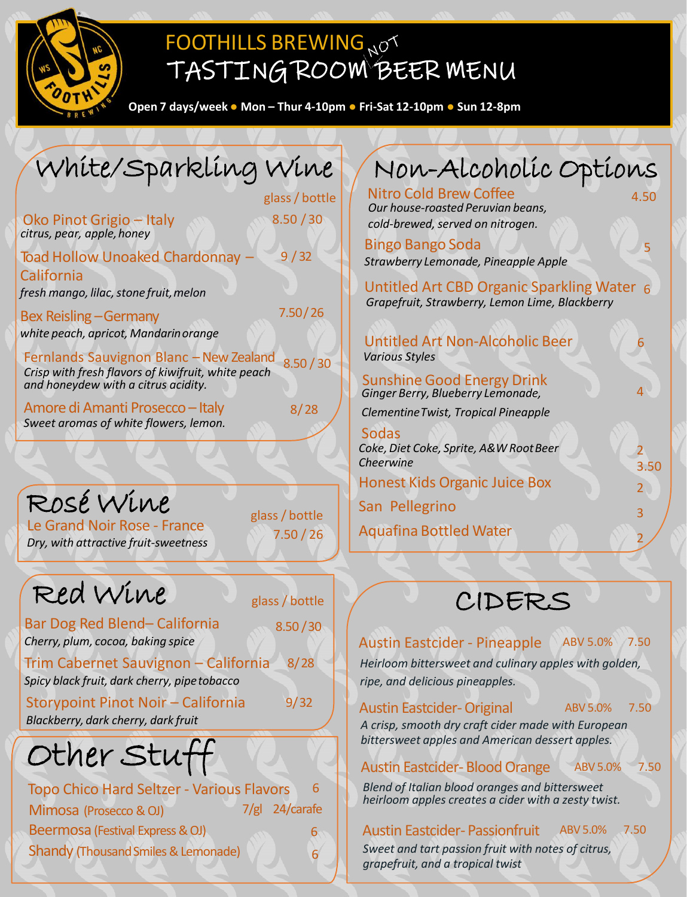# FOOTHILLS BREWING
# TASTING ROOM ~~NOT~~ BEER MENU

**Open 7 days/week ● Mon – Thur 4-10pm ● Fri-Sat 12-10pm ● Sun 12-8pm**

## White/Sparkling Wine

glass / bottle

Oko Pinot Grigio – Italy — 8.50 / 30
*citrus, pear, apple, honey*

Toad Hollow Unoaked Chardonnay – California — 9 / 32
*fresh mango, lilac, stone fruit, melon*

Bex Reisling – Germany — 7.50/26
*white peach, apricot, Mandarin orange*

Fernlands Sauvignon Blanc – New Zealand — 8.50 / 30
*Crisp with fresh flavors of kiwifruit, white peach and honeydew with a citrus acidity.*

Amore di Amanti Prosecco – Italy — 8/28
*Sweet aromas of white flowers, lemon.*

## Rosé Wine

glass / bottle

Le Grand Noir Rose - France — 7.50 / 26
*Dry, with attractive fruit-sweetness*

## Red Wine

glass / bottle

Bar Dog Red Blend– California — 8.50/30
*Cherry, plum, cocoa, baking spice*

Trim Cabernet Sauvignon – California — 8/28
*Spicy black fruit, dark cherry, pipe tobacco*

Storypoint Pinot Noir – California — 9/32
*Blackberry, dark cherry, dark fruit*

## Other Stuff

Topo Chico Hard Seltzer - Various Flavors — 6

Mimosa (Prosecco & OJ) — 7/gl 24/carafe

Beermosa (Festival Express & OJ) — 6

Shandy (Thousand Smiles & Lemonade) — 6

## Non-Alcoholic Options

Nitro Cold Brew Coffee — 4.50
*Our house-roasted Peruvian beans, cold-brewed, served on nitrogen.*

Bingo Bango Soda — 5
*Strawberry Lemonade, Pineapple Apple*

Untitled Art CBD Organic Sparkling Water — 6
*Grapefruit, Strawberry, Lemon Lime, Blackberry*

Untitled Art Non-Alcoholic Beer — 6
*Various Styles*

Sunshine Good Energy Drink — 4
*Ginger Berry, Blueberry Lemonade, Clementine Twist, Tropical Pineapple*

Sodas
*Coke, Diet Coke, Sprite, A&W Root Beer* — 2
*Cheerwine* — 3.50

Honest Kids Organic Juice Box — 2

San Pellegrino — 3

Aquafina Bottled Water — 2

## CIDERS

Austin Eastcider - Pineapple — ABV 5.0% — 7.50
*Heirloom bittersweet and culinary apples with golden, ripe, and delicious pineapples.*

Austin Eastcider- Original — ABV 5.0% — 7.50
*A crisp, smooth dry craft cider made with European bittersweet apples and American dessert apples.*

Austin Eastcider- Blood Orange — ABV 5.0% — 7.50
*Blend of Italian blood oranges and bittersweet heirloom apples creates a cider with a zesty twist.*

Austin Eastcider- Passionfruit — ABV 5.0% — 7.50
*Sweet and tart passion fruit with notes of citrus, grapefruit, and a tropical twist*